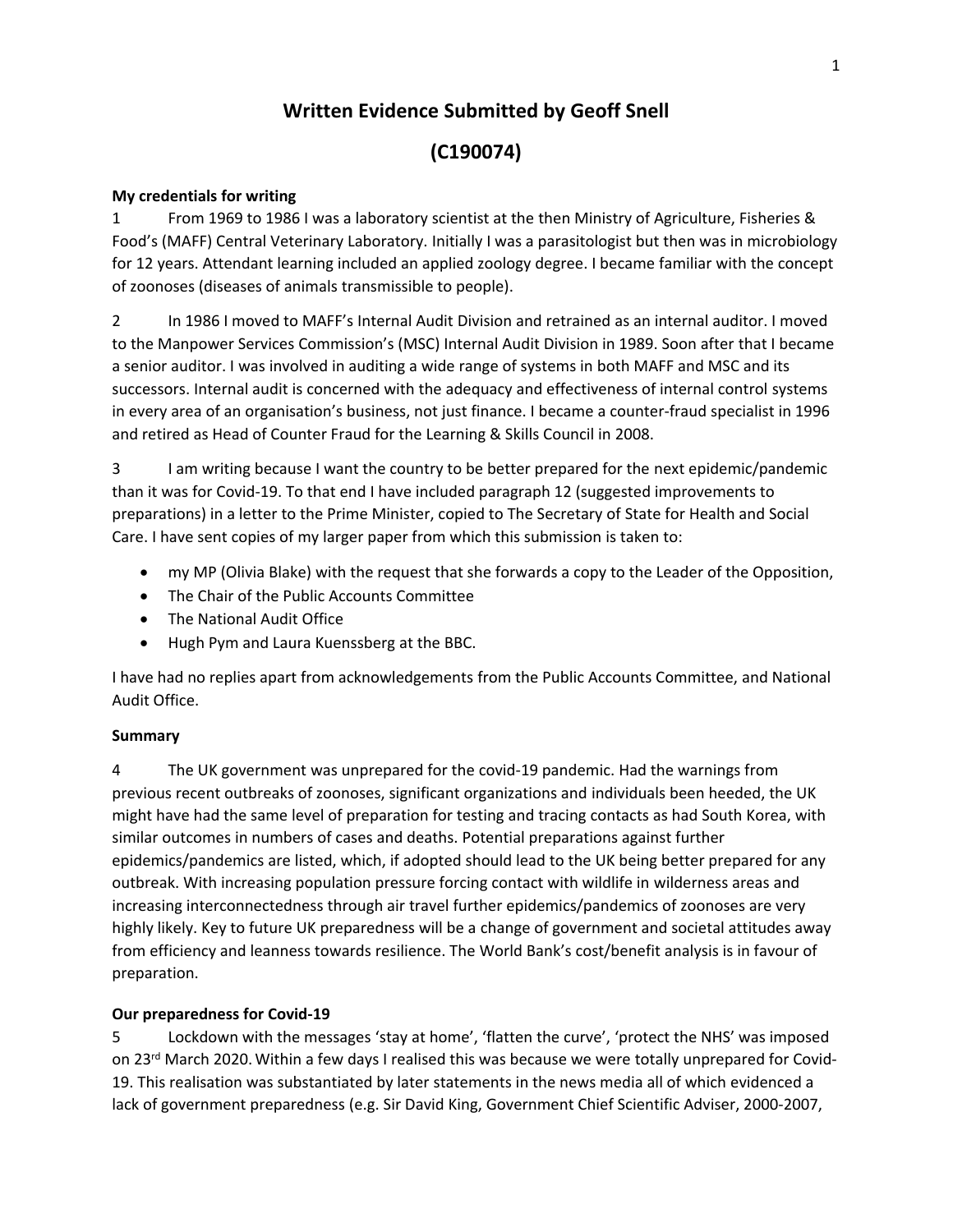# Written Evidence Submitted by Geoff Snell

# (C190074)

**My credentials for writing**

1 From 1969 to 1986 I was a laboratory scientist at the then Ministry of Agriculture, Fisheries & Food's (MAFF) Central Veterinary Laboratory. Initially I was a parasitologist but then was in microbiology for 12 years. Attendant learning included an applied zoology degree. I became familiar with the concept of zoonoses (diseases of animals transmissible to people).

2 In 1986 I moved to MAFF's Internal Audit Division and retrained as an internal auditor. I moved to the Manpower Services Commission's (MSC) Internal Audit Division in 1989. Soon after that I became a senior auditor. I was involved in auditing a wide range of systems in both MAFF and MSC and its successors. Internal audit is concerned with the adequacy and effectiveness of internal control systems in every area of an organisation's business, not just finance. I became a counter-fraud specialist in 1996 and retired as Head of Counter Fraud for the Learning & Skills Council in 2008.

3 I am writing because I want the country to be better prepared for the next epidemic/pandemic than it was for Covid-19. To that end I have included paragraph 12 (suggested improvements to preparations) in a letter to the Prime Minister, copied to The Secretary of State for Health and Social Care. I have sent copies of my larger paper from which this submission is taken to:

- my MP (Olivia Blake) with the request that she forwards a copy to the Leader of the Opposition,
- The Chair of the Public Accounts Committee
- The National Audit Office
- Hugh Pym and Laura Kuenssberg at the BBC.

I have had no replies apart from acknowledgements from the Public Accounts Committee, and National Audit Office.

**Summary**

4 The UK government was unprepared for the covid-19 pandemic. Had the warnings from previous recent outbreaks of zoonoses, significant organizations and individuals been heeded, the UK might have had the same level of preparation for testing and tracing contacts as had South Korea, with similar outcomes in numbers of cases and deaths. Potential preparations against further epidemics/pandemics are listed, which, if adopted should lead to the UK being better prepared for any outbreak. With increasing population pressure forcing contact with wildlife in wilderness areas and increasing interconnectedness through air travel further epidemics/pandemics of zoonoses are very highly likely. Key to future UK preparedness will be a change of government and societal attitudes away from efficiency and leanness towards resilience. The World Bank's cost/benefit analysis is in favour of preparation.

**Our preparedness for Covid-19**

5 Lockdown with the messages 'stay at home', 'flatten the curve', 'protect the NHS' was imposed on 23rd March 2020. Within a few days I realised this was because we were totally unprepared for Covid-19. This realisation was substantiated by later statements in the news media all of which evidenced a lack of government preparedness (e.g. Sir David King, Government Chief Scientific Adviser, 2000-2007,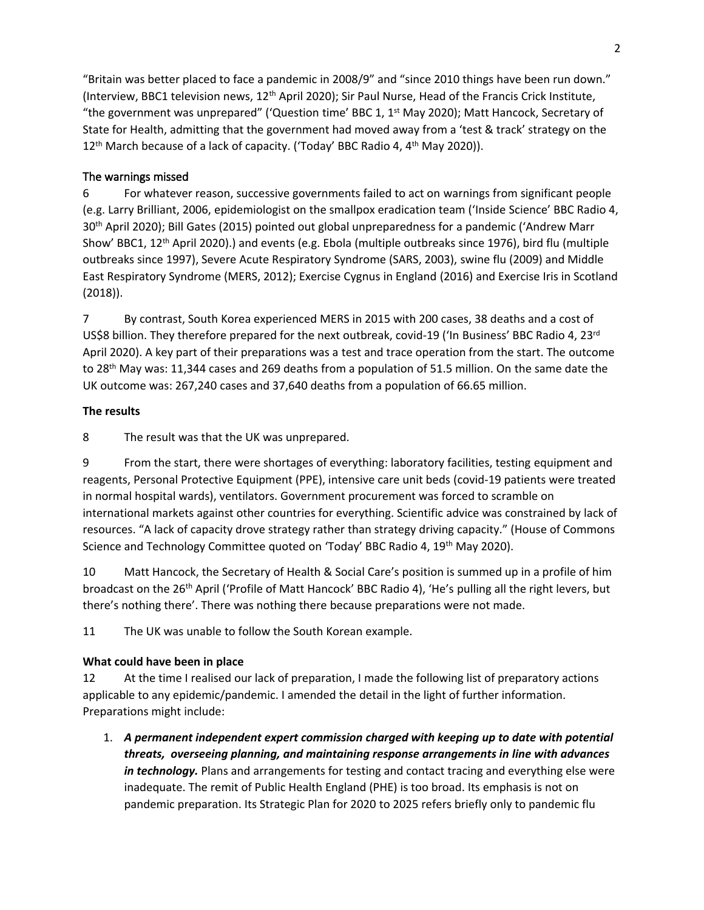"Britain was better placed to face a pandemic in 2008/9" and "since 2010 things have been run down." (Interview, BBC1 television news, 12th April 2020); Sir Paul Nurse, Head of the Francis Crick Institute, "the government was unprepared" ('Question time' BBC 1, 1st May 2020); Matt Hancock, Secretary of State for Health, admitting that the government had moved away from a 'test & track' strategy on the 12th March because of a lack of capacity. ('Today' BBC Radio 4, 4th May 2020)).

## The warnings missed

6 For whatever reason, successive governments failed to act on warnings from significant people (e.g. Larry Brilliant, 2006, epidemiologist on the smallpox eradication team ('Inside Science' BBC Radio 4, 30th April 2020); Bill Gates (2015) pointed out global unpreparedness for a pandemic ('Andrew Marr Show' BBC1, 12th April 2020).) and events (e.g. Ebola (multiple outbreaks since 1976), bird flu (multiple outbreaks since 1997), Severe Acute Respiratory Syndrome (SARS, 2003), swine flu (2009) and Middle East Respiratory Syndrome (MERS, 2012); Exercise Cygnus in England (2016) and Exercise Iris in Scotland (2018)).

7 By contrast, South Korea experienced MERS in 2015 with 200 cases, 38 deaths and a cost of US$8 billion. They therefore prepared for the next outbreak, covid-19 ('In Business' BBC Radio 4, 23rd April 2020). A key part of their preparations was a test and trace operation from the start. The outcome to 28th May was: 11,344 cases and 269 deaths from a population of 51.5 million. On the same date the UK outcome was: 267,240 cases and 37,640 deaths from a population of 66.65 million.

## The results

8 The result was that the UK was unprepared.

9 From the start, there were shortages of everything: laboratory facilities, testing equipment and reagents, Personal Protective Equipment (PPE), intensive care unit beds (covid-19 patients were treated in normal hospital wards), ventilators. Government procurement was forced to scramble on international markets against other countries for everything. Scientific advice was constrained by lack of resources. "A lack of capacity drove strategy rather than strategy driving capacity." (House of Commons Science and Technology Committee quoted on 'Today' BBC Radio 4, 19th May 2020).

10 Matt Hancock, the Secretary of Health & Social Care's position is summed up in a profile of him broadcast on the 26th April ('Profile of Matt Hancock' BBC Radio 4), 'He's pulling all the right levers, but there's nothing there'. There was nothing there because preparations were not made.

11 The UK was unable to follow the South Korean example.

## What could have been in place

12 At the time I realised our lack of preparation, I made the following list of preparatory actions applicable to any epidemic/pandemic. I amended the detail in the light of further information. Preparations might include:

1. ***A permanent independent expert commission charged with keeping up to date with potential threats, overseeing planning, and maintaining response arrangements in line with advances in technology.*** Plans and arrangements for testing and contact tracing and everything else were inadequate. The remit of Public Health England (PHE) is too broad. Its emphasis is not on pandemic preparation. Its Strategic Plan for 2020 to 2025 refers briefly only to pandemic flu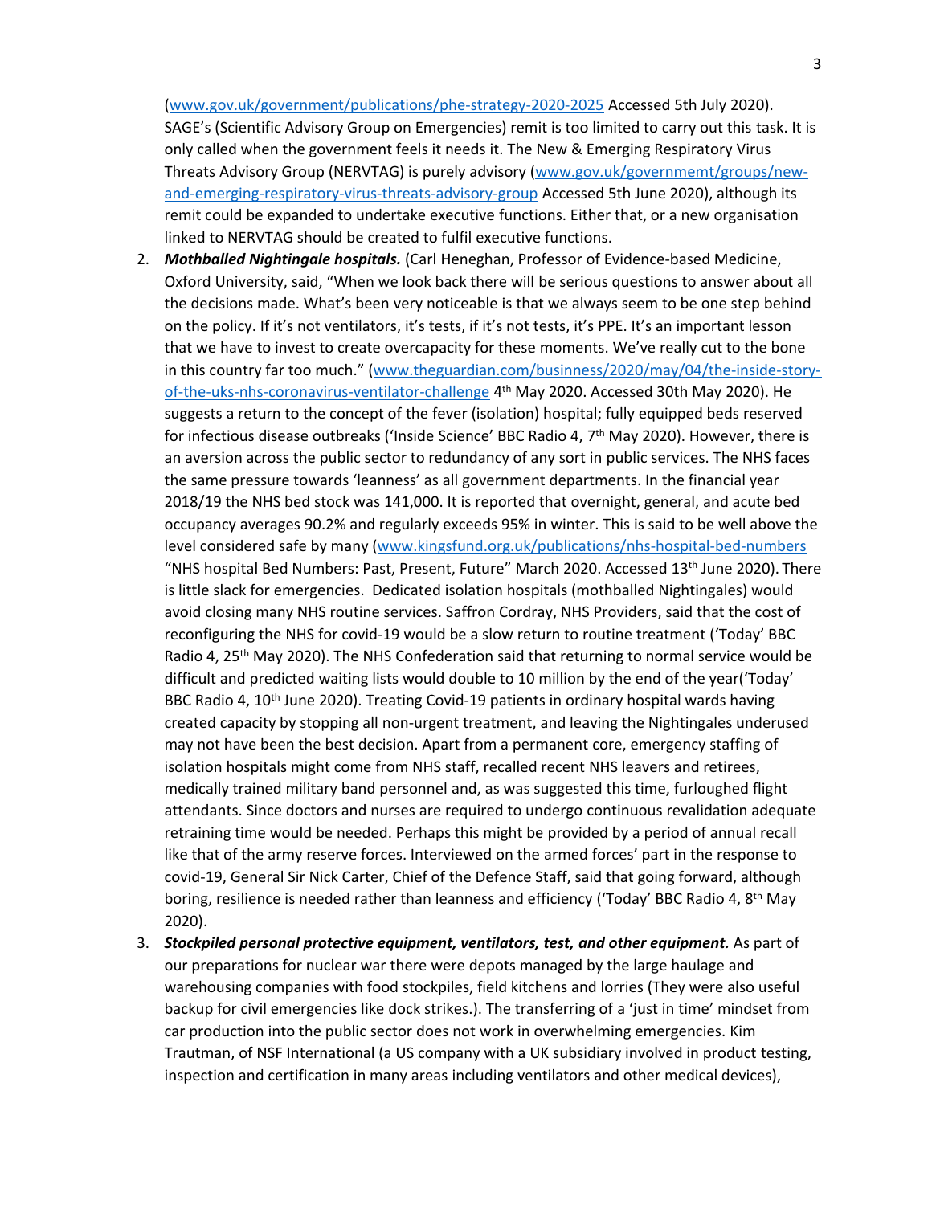(www.gov.uk/government/publications/phe-strategy-2020-2025 Accessed 5th July 2020). SAGE's (Scientific Advisory Group on Emergencies) remit is too limited to carry out this task. It is only called when the government feels it needs it. The New & Emerging Respiratory Virus Threats Advisory Group (NERVTAG) is purely advisory (www.gov.uk/governmemt/groups/new-and-emerging-respiratory-virus-threats-advisory-group Accessed 5th June 2020), although its remit could be expanded to undertake executive functions. Either that, or a new organisation linked to NERVTAG should be created to fulfil executive functions.

2. ***Mothballed Nightingale hospitals.*** (Carl Heneghan, Professor of Evidence-based Medicine, Oxford University, said, "When we look back there will be serious questions to answer about all the decisions made. What's been very noticeable is that we always seem to be one step behind on the policy. If it's not ventilators, it's tests, if it's not tests, it's PPE. It's an important lesson that we have to invest to create overcapacity for these moments. We've really cut to the bone in this country far too much." (www.theguardian.com/businness/2020/may/04/the-inside-story-of-the-uks-nhs-coronavirus-ventilator-challenge 4th May 2020. Accessed 30th May 2020). He suggests a return to the concept of the fever (isolation) hospital; fully equipped beds reserved for infectious disease outbreaks ('Inside Science' BBC Radio 4, 7th May 2020). However, there is an aversion across the public sector to redundancy of any sort in public services. The NHS faces the same pressure towards 'leanness' as all government departments. In the financial year 2018/19 the NHS bed stock was 141,000. It is reported that overnight, general, and acute bed occupancy averages 90.2% and regularly exceeds 95% in winter. This is said to be well above the level considered safe by many (www.kingsfund.org.uk/publications/nhs-hospital-bed-numbers "NHS hospital Bed Numbers: Past, Present, Future" March 2020. Accessed 13th June 2020). There is little slack for emergencies. Dedicated isolation hospitals (mothballed Nightingales) would avoid closing many NHS routine services. Saffron Cordray, NHS Providers, said that the cost of reconfiguring the NHS for covid-19 would be a slow return to routine treatment ('Today' BBC Radio 4, 25th May 2020). The NHS Confederation said that returning to normal service would be difficult and predicted waiting lists would double to 10 million by the end of the year('Today' BBC Radio 4, 10th June 2020). Treating Covid-19 patients in ordinary hospital wards having created capacity by stopping all non-urgent treatment, and leaving the Nightingales underused may not have been the best decision. Apart from a permanent core, emergency staffing of isolation hospitals might come from NHS staff, recalled recent NHS leavers and retirees, medically trained military band personnel and, as was suggested this time, furloughed flight attendants. Since doctors and nurses are required to undergo continuous revalidation adequate retraining time would be needed. Perhaps this might be provided by a period of annual recall like that of the army reserve forces. Interviewed on the armed forces' part in the response to covid-19, General Sir Nick Carter, Chief of the Defence Staff, said that going forward, although boring, resilience is needed rather than leanness and efficiency ('Today' BBC Radio 4, 8th May 2020).

3. ***Stockpiled personal protective equipment, ventilators, test, and other equipment.*** As part of our preparations for nuclear war there were depots managed by the large haulage and warehousing companies with food stockpiles, field kitchens and lorries (They were also useful backup for civil emergencies like dock strikes.). The transferring of a 'just in time' mindset from car production into the public sector does not work in overwhelming emergencies. Kim Trautman, of NSF International (a US company with a UK subsidiary involved in product testing, inspection and certification in many areas including ventilators and other medical devices),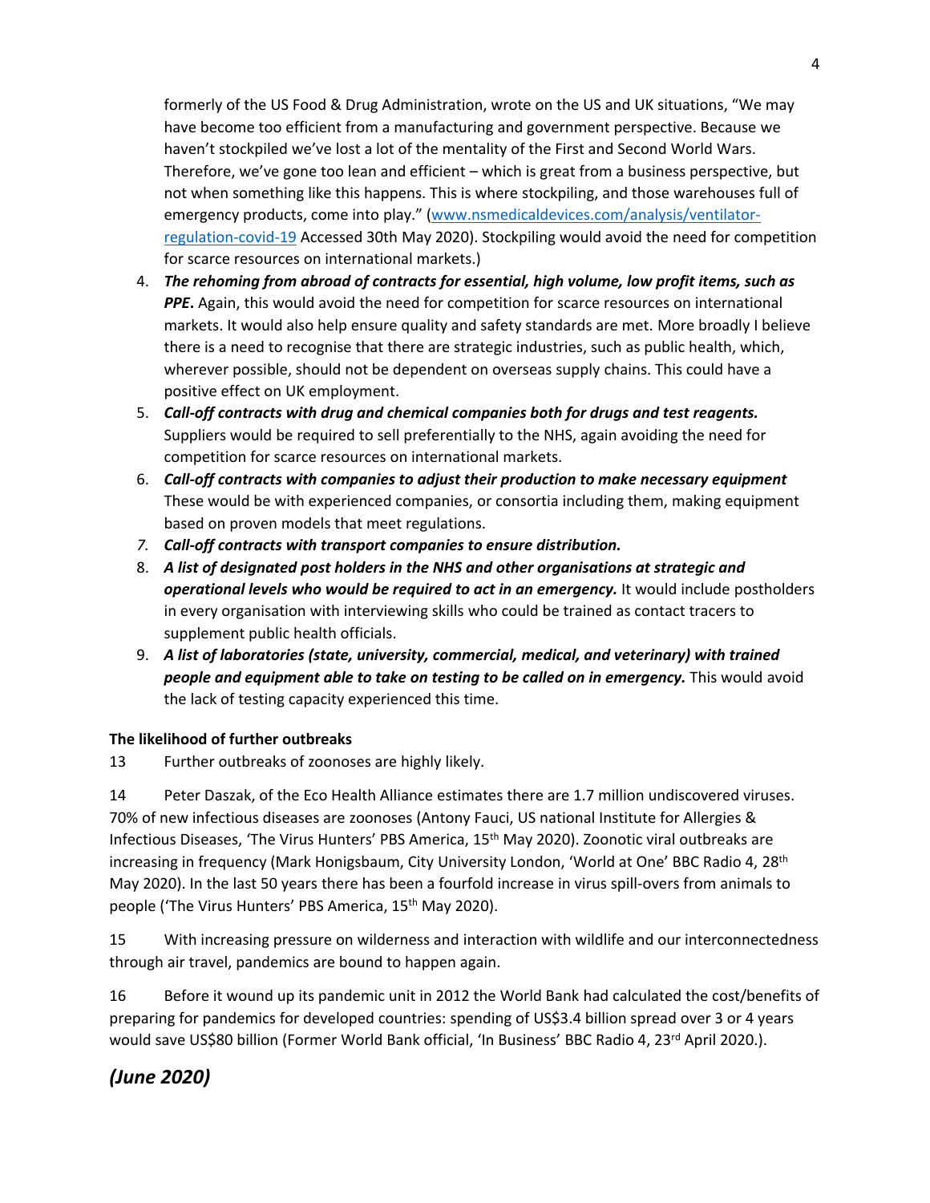formerly of the US Food & Drug Administration, wrote on the US and UK situations, "We may have become too efficient from a manufacturing and government perspective. Because we haven't stockpiled we've lost a lot of the mentality of the First and Second World Wars. Therefore, we've gone too lean and efficient – which is great from a business perspective, but not when something like this happens. This is where stockpiling, and those warehouses full of emergency products, come into play." (www.nsmedicaldevices.com/analysis/ventilator-regulation-covid-19 Accessed 30th May 2020). Stockpiling would avoid the need for competition for scarce resources on international markets.)

4. ***The rehoming from abroad of contracts for essential, high volume, low profit items, such as PPE.*** Again, this would avoid the need for competition for scarce resources on international markets. It would also help ensure quality and safety standards are met. More broadly I believe there is a need to recognise that there are strategic industries, such as public health, which, wherever possible, should not be dependent on overseas supply chains. This could have a positive effect on UK employment.
5. ***Call-off contracts with drug and chemical companies both for drugs and test reagents.*** Suppliers would be required to sell preferentially to the NHS, again avoiding the need for competition for scarce resources on international markets.
6. ***Call-off contracts with companies to adjust their production to make necessary equipment*** These would be with experienced companies, or consortia including them, making equipment based on proven models that meet regulations.
7. ***Call-off contracts with transport companies to ensure distribution.***
8. ***A list of designated post holders in the NHS and other organisations at strategic and operational levels who would be required to act in an emergency.*** It would include postholders in every organisation with interviewing skills who could be trained as contact tracers to supplement public health officials.
9. ***A list of laboratories (state, university, commercial, medical, and veterinary) with trained people and equipment able to take on testing to be called on in emergency.*** This would avoid the lack of testing capacity experienced this time.

**The likelihood of further outbreaks**

13 Further outbreaks of zoonoses are highly likely.

14 Peter Daszak, of the Eco Health Alliance estimates there are 1.7 million undiscovered viruses. 70% of new infectious diseases are zoonoses (Antony Fauci, US national Institute for Allergies & Infectious Diseases, 'The Virus Hunters' PBS America, 15th May 2020). Zoonotic viral outbreaks are increasing in frequency (Mark Honigsbaum, City University London, 'World at One' BBC Radio 4, 28th May 2020). In the last 50 years there has been a fourfold increase in virus spill-overs from animals to people ('The Virus Hunters' PBS America, 15th May 2020).

15 With increasing pressure on wilderness and interaction with wildlife and our interconnectedness through air travel, pandemics are bound to happen again.

16 Before it wound up its pandemic unit in 2012 the World Bank had calculated the cost/benefits of preparing for pandemics for developed countries: spending of US$3.4 billion spread over 3 or 4 years would save US$80 billion (Former World Bank official, 'In Business' BBC Radio 4, 23rd April 2020.).

***(June 2020)***